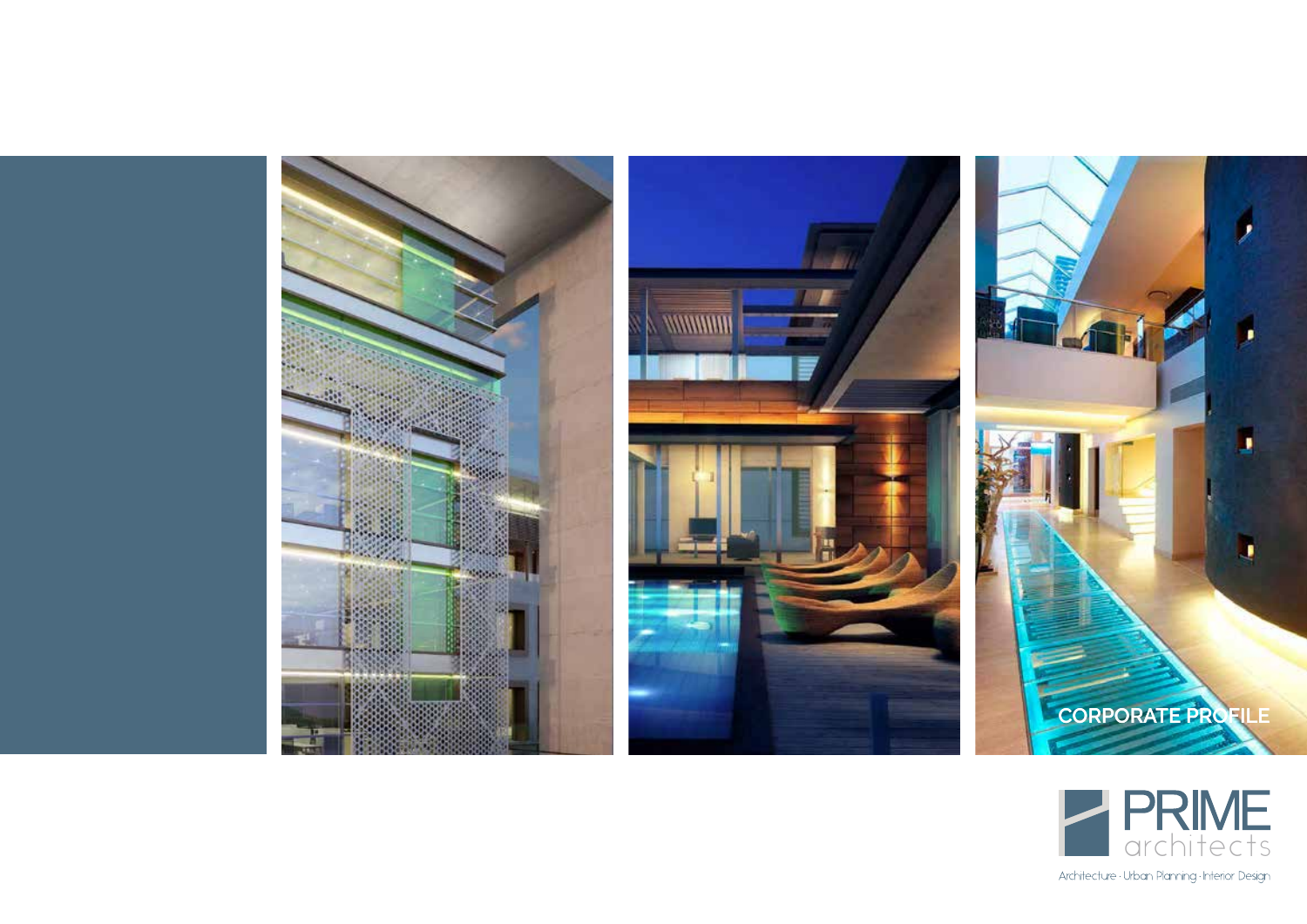CORPORATE PROFILE

PRIME architects

Architecture · Urban Planning · Interior Design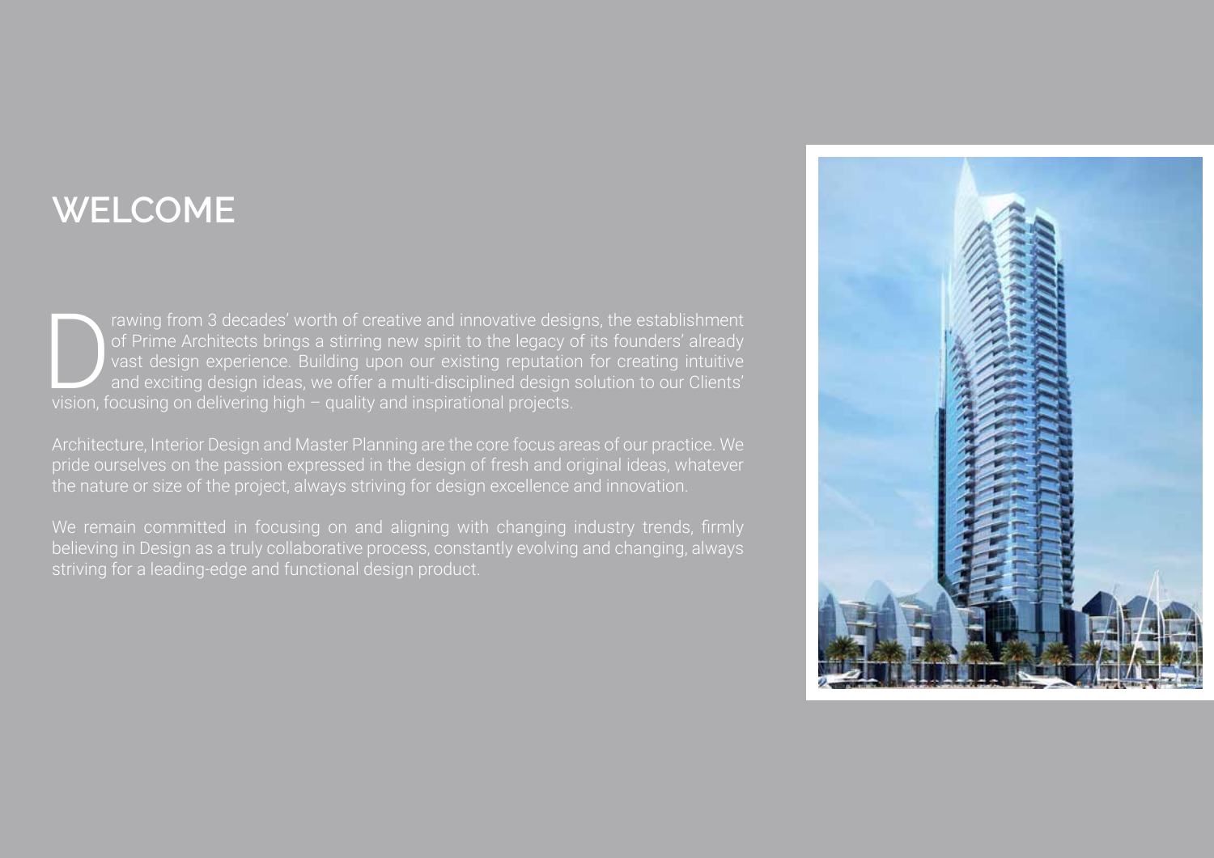# WELCOME

Drawing from 3 decades' worth of creative and innovative designs, the establishment of Prime Architects brings a stirring new spirit to the legacy of its founders' already vast design experience. Building upon our existing reputation for creating intuitive and exciting design ideas, we offer a multi-disciplined design solution to our Clients' vision, focusing on delivering high – quality and inspirational projects.

Architecture, Interior Design and Master Planning are the core focus areas of our practice. We pride ourselves on the passion expressed in the design of fresh and original ideas, whatever the nature or size of the project, always striving for design excellence and innovation.

We remain committed in focusing on and aligning with changing industry trends, firmly believing in Design as a truly collaborative process, constantly evolving and changing, always striving for a leading-edge and functional design product.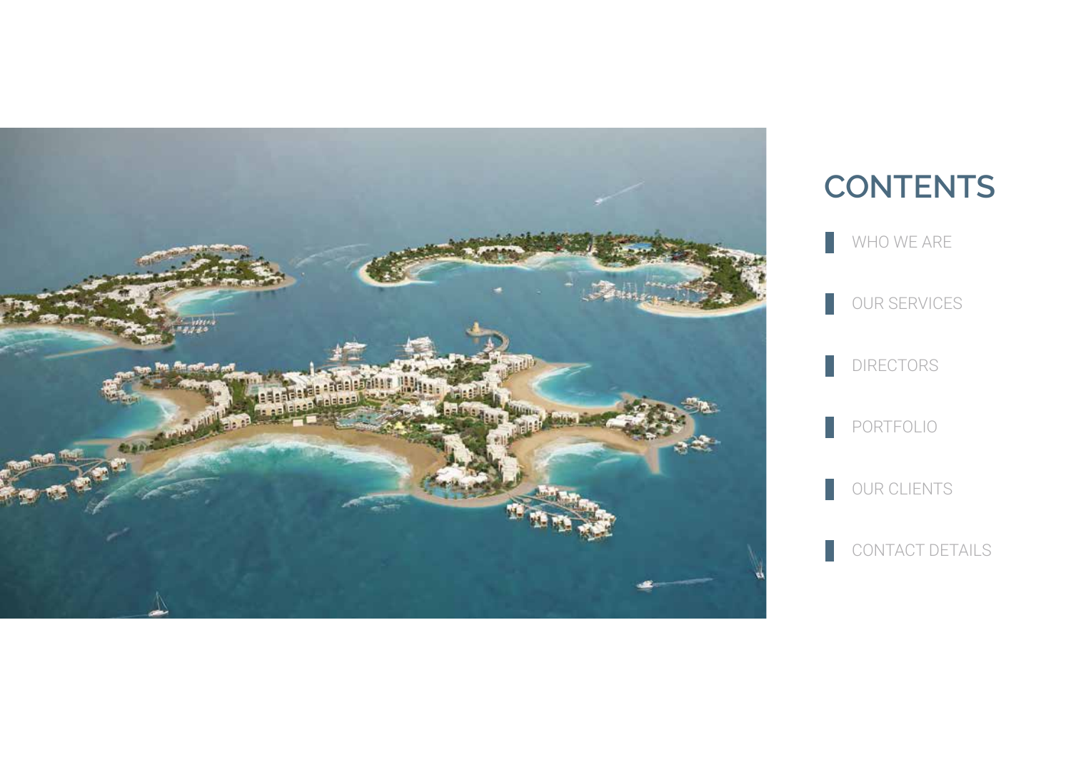# CONTENTS

- WHO WE ARE
- OUR SERVICES
- DIRECTORS
- PORTFOLIO
- OUR CLIENTS
- CONTACT DETAILS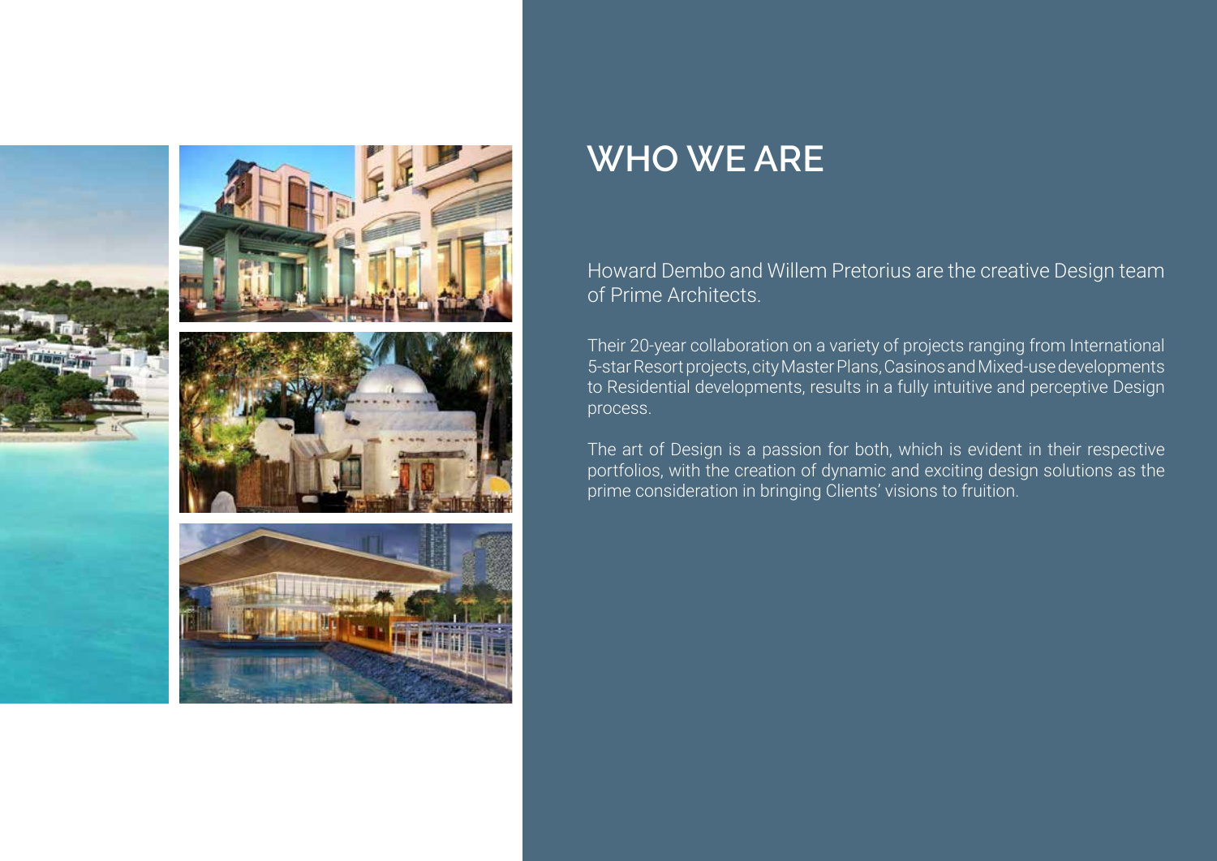# WHO WE ARE

Howard Dembo and Willem Pretorius are the creative Design team of Prime Architects.

Their 20-year collaboration on a variety of projects ranging from International 5-star Resort projects, city Master Plans, Casinos and Mixed-use developments to Residential developments, results in a fully intuitive and perceptive Design process.

The art of Design is a passion for both, which is evident in their respective portfolios, with the creation of dynamic and exciting design solutions as the prime consideration in bringing Clients' visions to fruition.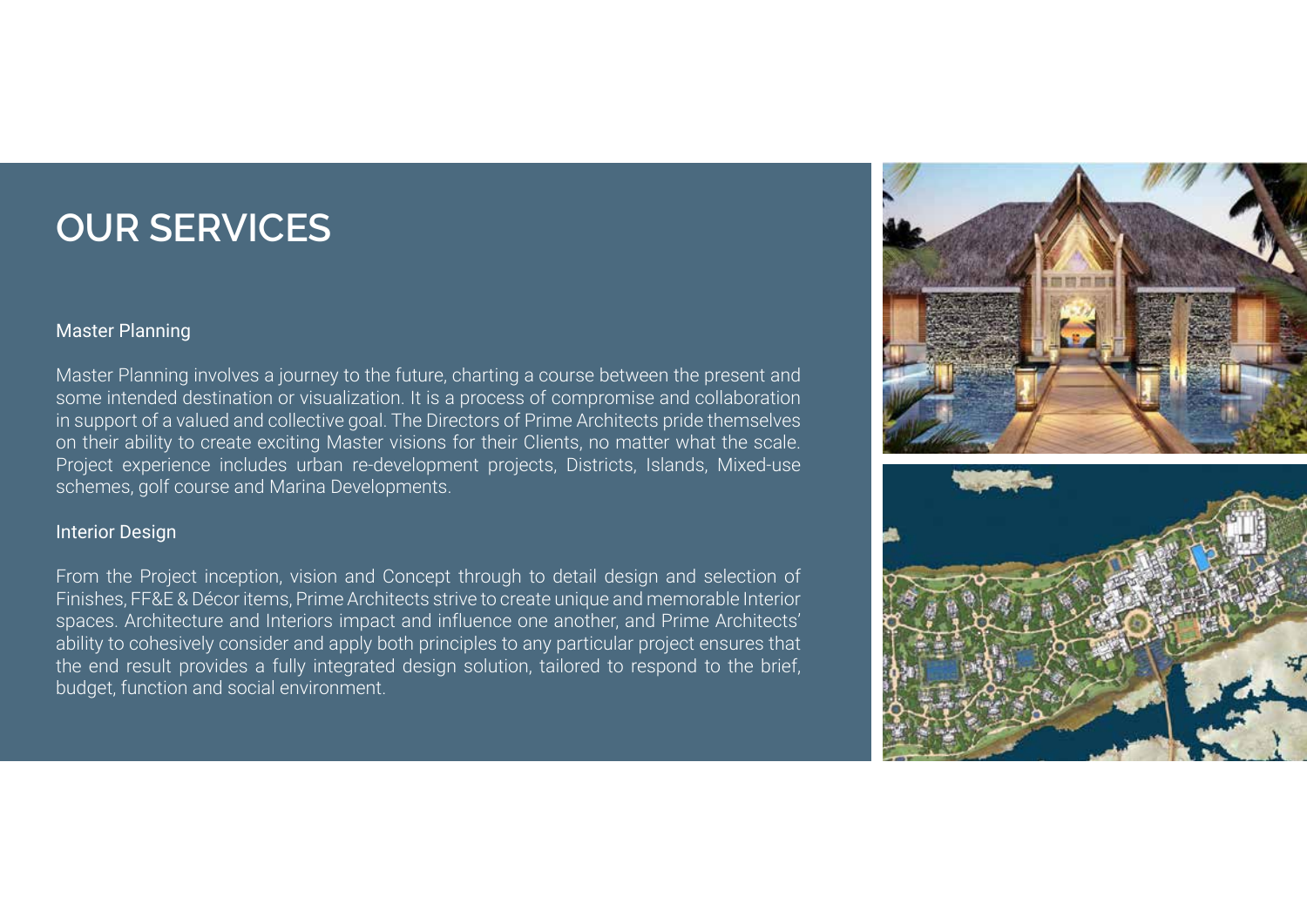# OUR SERVICES

## Master Planning

Master Planning involves a journey to the future, charting a course between the present and some intended destination or visualization. It is a process of compromise and collaboration in support of a valued and collective goal. The Directors of Prime Architects pride themselves on their ability to create exciting Master visions for their Clients, no matter what the scale. Project experience includes urban re-development projects, Districts, Islands, Mixed-use schemes, golf course and Marina Developments.

## Interior Design

From the Project inception, vision and Concept through to detail design and selection of Finishes, FF&E & Décor items, Prime Architects strive to create unique and memorable Interior spaces. Architecture and Interiors impact and influence one another, and Prime Architects' ability to cohesively consider and apply both principles to any particular project ensures that the end result provides a fully integrated design solution, tailored to respond to the brief, budget, function and social environment.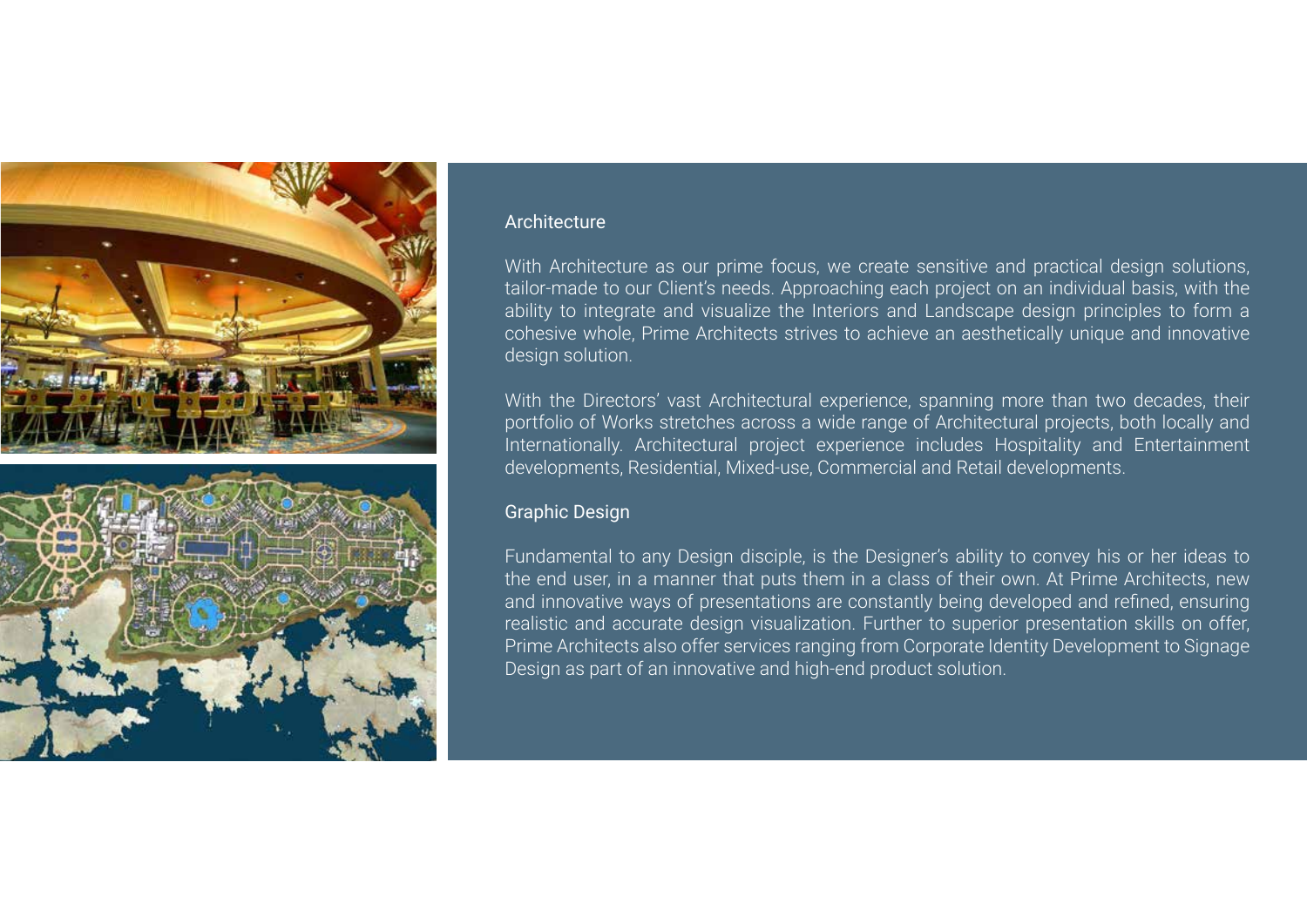## Architecture

With Architecture as our prime focus, we create sensitive and practical design solutions, tailor-made to our Client's needs. Approaching each project on an individual basis, with the ability to integrate and visualize the Interiors and Landscape design principles to form a cohesive whole, Prime Architects strives to achieve an aesthetically unique and innovative design solution.

With the Directors' vast Architectural experience, spanning more than two decades, their portfolio of Works stretches across a wide range of Architectural projects, both locally and Internationally. Architectural project experience includes Hospitality and Entertainment developments, Residential, Mixed-use, Commercial and Retail developments.

## Graphic Design

Fundamental to any Design disciple, is the Designer's ability to convey his or her ideas to the end user, in a manner that puts them in a class of their own. At Prime Architects, new and innovative ways of presentations are constantly being developed and refined, ensuring realistic and accurate design visualization. Further to superior presentation skills on offer, Prime Architects also offer services ranging from Corporate Identity Development to Signage Design as part of an innovative and high-end product solution.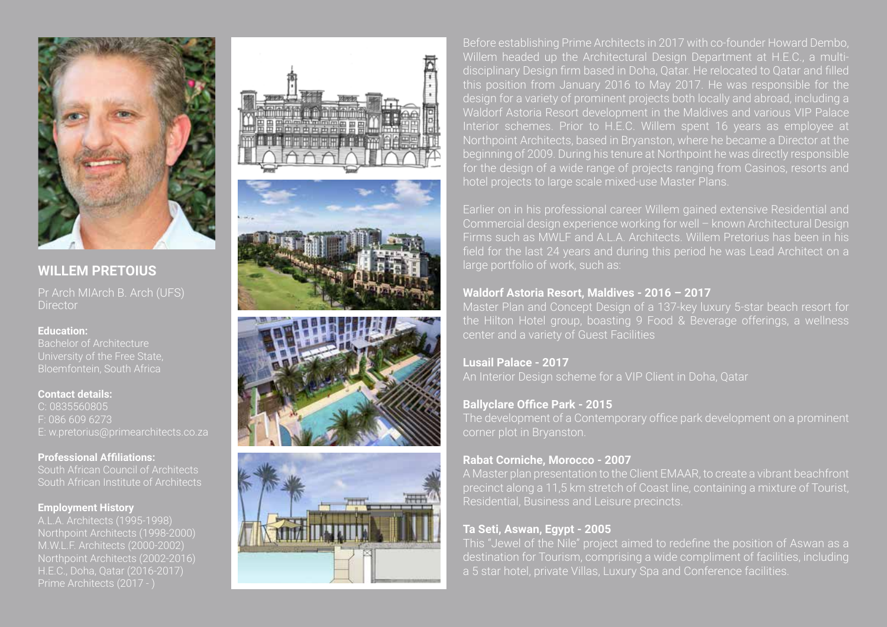## WILLEM PRETOIUS

Pr Arch MIArch B. Arch (UFS)
Director

**Education:**
Bachelor of Architecture
University of the Free State,
Bloemfontein, South Africa

**Contact details:**
C: 0835560805
F: 086 609 6273
E: w.pretorius@primearchitects.co.za

**Professional Affiliations:**
South African Council of Architects
South African Institute of Architects

**Employment History**
A.L.A. Architects (1995-1998)
Northpoint Architects (1998-2000)
M.W.L.F. Architects (2000-2002)
Northpoint Architects (2002-2016)
H.E.C., Doha, Qatar (2016-2017)
Prime Architects (2017 - )

Before establishing Prime Architects in 2017 with co-founder Howard Dembo, Willem headed up the Architectural Design Department at H.E.C., a multi-disciplinary Design firm based in Doha, Qatar. He relocated to Qatar and filled this position from January 2016 to May 2017. He was responsible for the design for a variety of prominent projects both locally and abroad, including a Waldorf Astoria Resort development in the Maldives and various VIP Palace Interior schemes. Prior to H.E.C. Willem spent 16 years as employee at Northpoint Architects, based in Bryanston, where he became a Director at the beginning of 2009. During his tenure at Northpoint he was directly responsible for the design of a wide range of projects ranging from Casinos, resorts and hotel projects to large scale mixed-use Master Plans.

Earlier on in his professional career Willem gained extensive Residential and Commercial design experience working for well – known Architectural Design Firms such as MWLF and A.L.A. Architects. Willem Pretorius has been in his field for the last 24 years and during this period he was Lead Architect on a large portfolio of work, such as:

**Waldorf Astoria Resort, Maldives - 2016 – 2017**
Master Plan and Concept Design of a 137-key luxury 5-star beach resort for the Hilton Hotel group, boasting 9 Food & Beverage offerings, a wellness center and a variety of Guest Facilities

**Lusail Palace - 2017**
An Interior Design scheme for a VIP Client in Doha, Qatar

**Ballyclare Office Park - 2015**
The development of a Contemporary office park development on a prominent corner plot in Bryanston.

**Rabat Corniche, Morocco - 2007**
A Master plan presentation to the Client EMAAR, to create a vibrant beachfront precinct along a 11,5 km stretch of Coast line, containing a mixture of Tourist, Residential, Business and Leisure precincts.

**Ta Seti, Aswan, Egypt - 2005**
This "Jewel of the Nile" project aimed to redefine the position of Aswan as a destination for Tourism, comprising a wide compliment of facilities, including a 5 star hotel, private Villas, Luxury Spa and Conference facilities.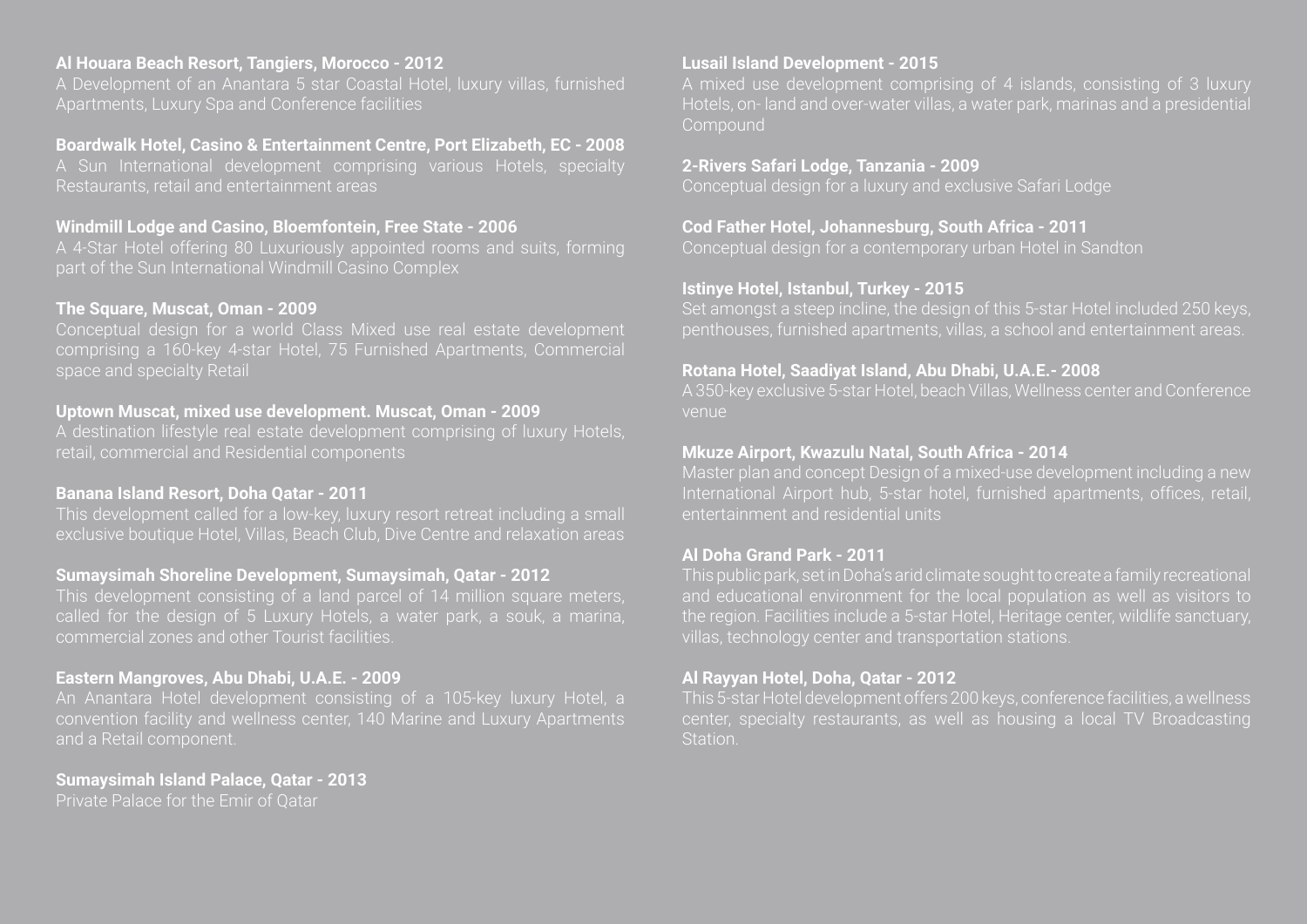**Al Houara Beach Resort, Tangiers, Morocco - 2012**
A Development of an Anantara 5 star Coastal Hotel, luxury villas, furnished Apartments, Luxury Spa and Conference facilities

**Boardwalk Hotel, Casino & Entertainment Centre, Port Elizabeth, EC - 2008**
A Sun International development comprising various Hotels, specialty Restaurants, retail and entertainment areas

**Windmill Lodge and Casino, Bloemfontein, Free State - 2006**
A 4-Star Hotel offering 80 Luxuriously appointed rooms and suits, forming part of the Sun International Windmill Casino Complex

**The Square, Muscat, Oman - 2009**
Conceptual design for a world Class Mixed use real estate development comprising a 160-key 4-star Hotel, 75 Furnished Apartments, Commercial space and specialty Retail

**Uptown Muscat, mixed use development. Muscat, Oman - 2009**
A destination lifestyle real estate development comprising of luxury Hotels, retail, commercial and Residential components

**Banana Island Resort, Doha Qatar - 2011**
This development called for a low-key, luxury resort retreat including a small exclusive boutique Hotel, Villas, Beach Club, Dive Centre and relaxation areas

**Sumaysimah Shoreline Development, Sumaysimah, Qatar - 2012**
This development consisting of a land parcel of 14 million square meters, called for the design of 5 Luxury Hotels, a water park, a souk, a marina, commercial zones and other Tourist facilities.

**Eastern Mangroves, Abu Dhabi, U.A.E. - 2009**
An Anantara Hotel development consisting of a 105-key luxury Hotel, a convention facility and wellness center, 140 Marine and Luxury Apartments and a Retail component.

**Sumaysimah Island Palace, Qatar - 2013**
Private Palace for the Emir of Qatar

**Lusail Island Development - 2015**
A mixed use development comprising of 4 islands, consisting of 3 luxury Hotels, on- land and over-water villas, a water park, marinas and a presidential Compound

**2-Rivers Safari Lodge, Tanzania - 2009**
Conceptual design for a luxury and exclusive Safari Lodge

**Cod Father Hotel, Johannesburg, South Africa - 2011**
Conceptual design for a contemporary urban Hotel in Sandton

**Istinye Hotel, Istanbul, Turkey - 2015**
Set amongst a steep incline, the design of this 5-star Hotel included 250 keys, penthouses, furnished apartments, villas, a school and entertainment areas.

**Rotana Hotel, Saadiyat Island, Abu Dhabi, U.A.E.- 2008**
A 350-key exclusive 5-star Hotel, beach Villas, Wellness center and Conference venue

**Mkuze Airport, Kwazulu Natal, South Africa - 2014**
Master plan and concept Design of a mixed-use development including a new International Airport hub, 5-star hotel, furnished apartments, offices, retail, entertainment and residential units

**Al Doha Grand Park - 2011**
This public park, set in Doha's arid climate sought to create a family recreational and educational environment for the local population as well as visitors to the region. Facilities include a 5-star Hotel, Heritage center, wildlife sanctuary, villas, technology center and transportation stations.

**Al Rayyan Hotel, Doha, Qatar - 2012**
This 5-star Hotel development offers 200 keys, conference facilities, a wellness center, specialty restaurants, as well as housing a local TV Broadcasting Station.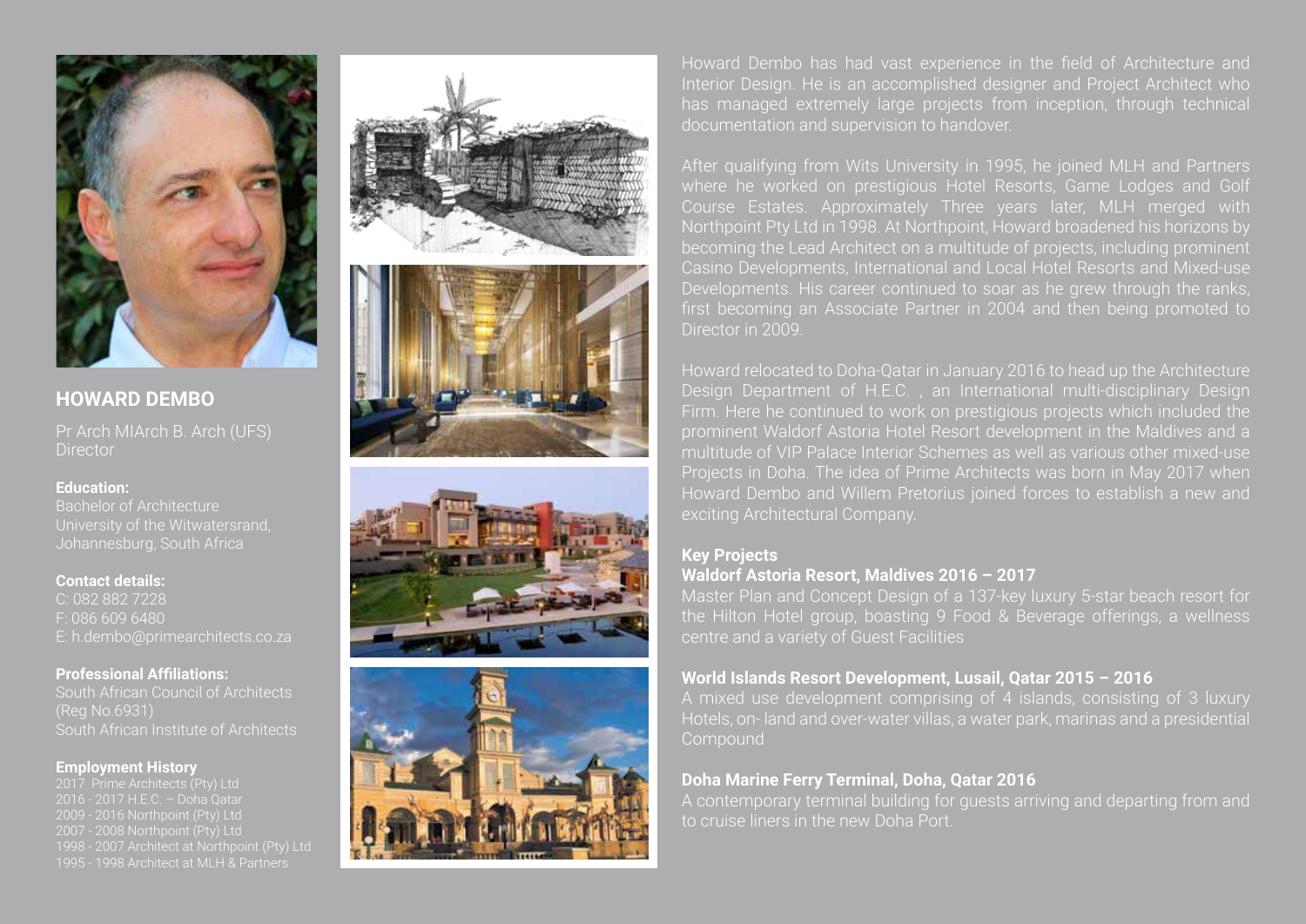## HOWARD DEMBO

Pr Arch MIArch B. Arch (UFS)
Director

**Education:**
Bachelor of Architecture
University of the Witwatersrand,
Johannesburg, South Africa

**Contact details:**
C: 082 882 7228
F: 086 609 6480
E: h.dembo@primearchitects.co.za

**Professional Affiliations:**
South African Council of Architects
(Reg No.6931)
South African Institute of Architects

**Employment History**
2017 Prime Architects (Pty) Ltd
2016 - 2017 H.E.C. – Doha Qatar
2009 - 2016 Northpoint (Pty) Ltd
2007 - 2008 Northpoint (Pty) Ltd
1998 - 2007 Architect at Northpoint (Pty) Ltd
1995 - 1998 Architect at MLH & Partners

Howard Dembo has had vast experience in the field of Architecture and Interior Design. He is an accomplished designer and Project Architect who has managed extremely large projects from inception, through technical documentation and supervision to handover.

After qualifying from Wits University in 1995, he joined MLH and Partners where he worked on prestigious Hotel Resorts, Game Lodges and Golf Course Estates. Approximately Three years later, MLH merged with Northpoint Pty Ltd in 1998. At Northpoint, Howard broadened his horizons by becoming the Lead Architect on a multitude of projects, including prominent Casino Developments, International and Local Hotel Resorts and Mixed-use Developments. His career continued to soar as he grew through the ranks, first becoming an Associate Partner in 2004 and then being promoted to Director in 2009.

Howard relocated to Doha-Qatar in January 2016 to head up the Architecture Design Department of H.E.C. , an International multi-disciplinary Design Firm. Here he continued to work on prestigious projects which included the prominent Waldorf Astoria Hotel Resort development in the Maldives and a multitude of VIP Palace Interior Schemes as well as various other mixed-use Projects in Doha. The idea of Prime Architects was born in May 2017 when Howard Dembo and Willem Pretorius joined forces to establish a new and exciting Architectural Company.

**Key Projects**

**Waldorf Astoria Resort, Maldives 2016 – 2017**
Master Plan and Concept Design of a 137-key luxury 5-star beach resort for the Hilton Hotel group, boasting 9 Food & Beverage offerings, a wellness centre and a variety of Guest Facilities

**World Islands Resort Development, Lusail, Qatar 2015 – 2016**
A mixed use development comprising of 4 islands, consisting of 3 luxury Hotels, on- land and over-water villas, a water park, marinas and a presidential Compound

**Doha Marine Ferry Terminal, Doha, Qatar 2016**
A contemporary terminal building for guests arriving and departing from and to cruise liners in the new Doha Port.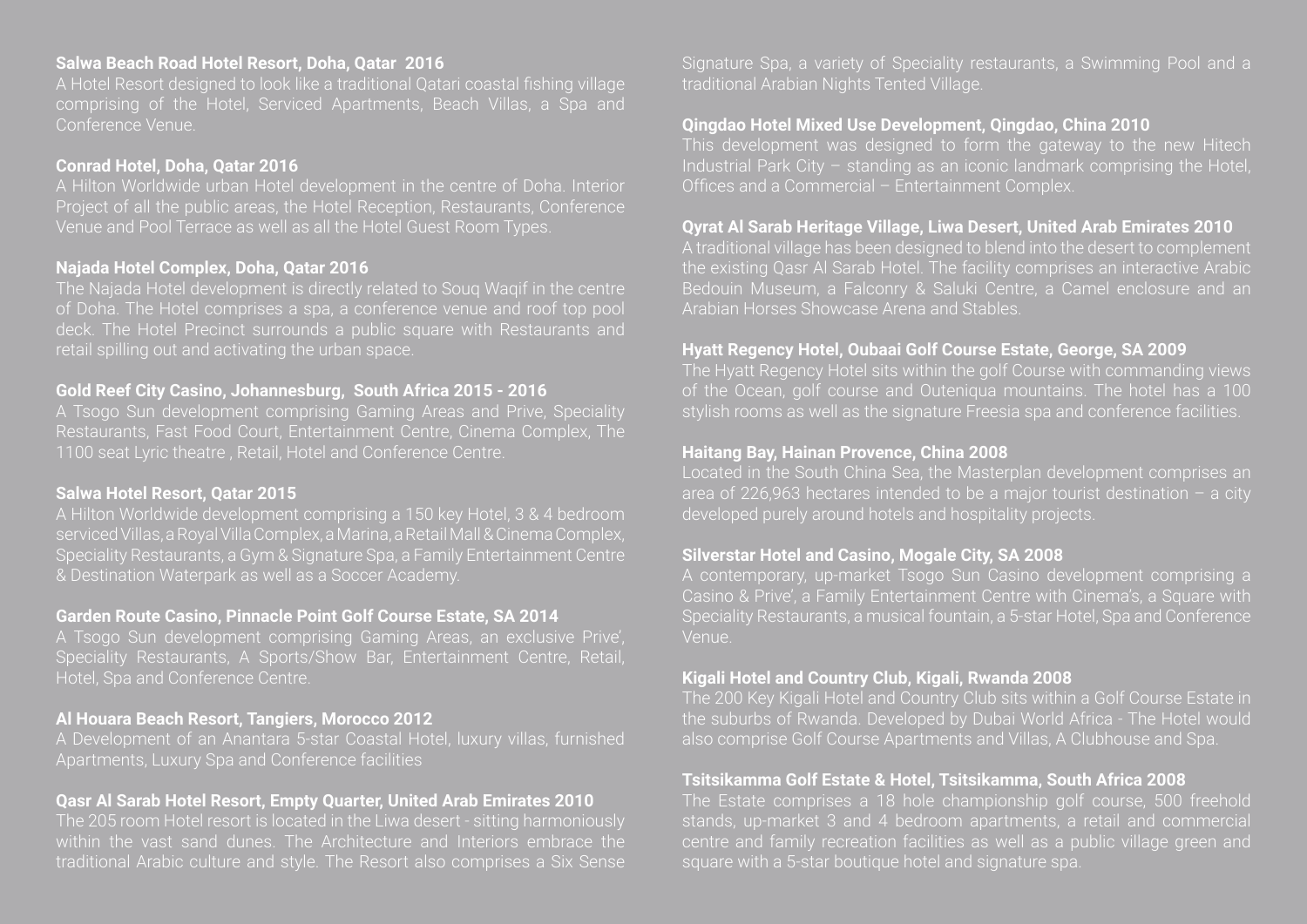**Salwa Beach Road Hotel Resort, Doha, Qatar 2016**

A Hotel Resort designed to look like a traditional Qatari coastal fishing village comprising of the Hotel, Serviced Apartments, Beach Villas, a Spa and Conference Venue.

**Conrad Hotel, Doha, Qatar 2016**

A Hilton Worldwide urban Hotel development in the centre of Doha. Interior Project of all the public areas, the Hotel Reception, Restaurants, Conference Venue and Pool Terrace as well as all the Hotel Guest Room Types.

**Najada Hotel Complex, Doha, Qatar 2016**

The Najada Hotel development is directly related to Souq Waqif in the centre of Doha. The Hotel comprises a spa, a conference venue and roof top pool deck. The Hotel Precinct surrounds a public square with Restaurants and retail spilling out and activating the urban space.

**Gold Reef City Casino, Johannesburg, South Africa 2015 - 2016**

A Tsogo Sun development comprising Gaming Areas and Prive, Speciality Restaurants, Fast Food Court, Entertainment Centre, Cinema Complex, The 1100 seat Lyric theatre , Retail, Hotel and Conference Centre.

**Salwa Hotel Resort, Qatar 2015**

A Hilton Worldwide development comprising a 150 key Hotel, 3 & 4 bedroom serviced Villas, a Royal Villa Complex, a Marina, a Retail Mall & Cinema Complex, Speciality Restaurants, a Gym & Signature Spa, a Family Entertainment Centre & Destination Waterpark as well as a Soccer Academy.

**Garden Route Casino, Pinnacle Point Golf Course Estate, SA 2014**

A Tsogo Sun development comprising Gaming Areas, an exclusive Prive', Speciality Restaurants, A Sports/Show Bar, Entertainment Centre, Retail, Hotel, Spa and Conference Centre.

**Al Houara Beach Resort, Tangiers, Morocco 2012**

A Development of an Anantara 5-star Coastal Hotel, luxury villas, furnished Apartments, Luxury Spa and Conference facilities

**Qasr Al Sarab Hotel Resort, Empty Quarter, United Arab Emirates 2010**

The 205 room Hotel resort is located in the Liwa desert - sitting harmoniously within the vast sand dunes. The Architecture and Interiors embrace the traditional Arabic culture and style. The Resort also comprises a Six Sense Signature Spa, a variety of Speciality restaurants, a Swimming Pool and a traditional Arabian Nights Tented Village.

**Qingdao Hotel Mixed Use Development, Qingdao, China 2010**

This development was designed to form the gateway to the new Hitech Industrial Park City – standing as an iconic landmark comprising the Hotel, Offices and a Commercial – Entertainment Complex.

**Qyrat Al Sarab Heritage Village, Liwa Desert, United Arab Emirates 2010**

A traditional village has been designed to blend into the desert to complement the existing Qasr Al Sarab Hotel. The facility comprises an interactive Arabic Bedouin Museum, a Falconry & Saluki Centre, a Camel enclosure and an Arabian Horses Showcase Arena and Stables.

**Hyatt Regency Hotel, Oubaai Golf Course Estate, George, SA 2009**

The Hyatt Regency Hotel sits within the golf Course with commanding views of the Ocean, golf course and Outeniqua mountains. The hotel has a 100 stylish rooms as well as the signature Freesia spa and conference facilities.

**Haitang Bay, Hainan Provence, China 2008**

Located in the South China Sea, the Masterplan development comprises an area of 226,963 hectares intended to be a major tourist destination – a city developed purely around hotels and hospitality projects.

**Silverstar Hotel and Casino, Mogale City, SA 2008**

A contemporary, up-market Tsogo Sun Casino development comprising a Casino & Prive', a Family Entertainment Centre with Cinema's, a Square with Speciality Restaurants, a musical fountain, a 5-star Hotel, Spa and Conference Venue.

**Kigali Hotel and Country Club, Kigali, Rwanda 2008**

The 200 Key Kigali Hotel and Country Club sits within a Golf Course Estate in the suburbs of Rwanda. Developed by Dubai World Africa - The Hotel would also comprise Golf Course Apartments and Villas, A Clubhouse and Spa.

**Tsitsikamma Golf Estate & Hotel, Tsitsikamma, South Africa 2008**

The Estate comprises a 18 hole championship golf course, 500 freehold stands, up-market 3 and 4 bedroom apartments, a retail and commercial centre and family recreation facilities as well as a public village green and square with a 5-star boutique hotel and signature spa.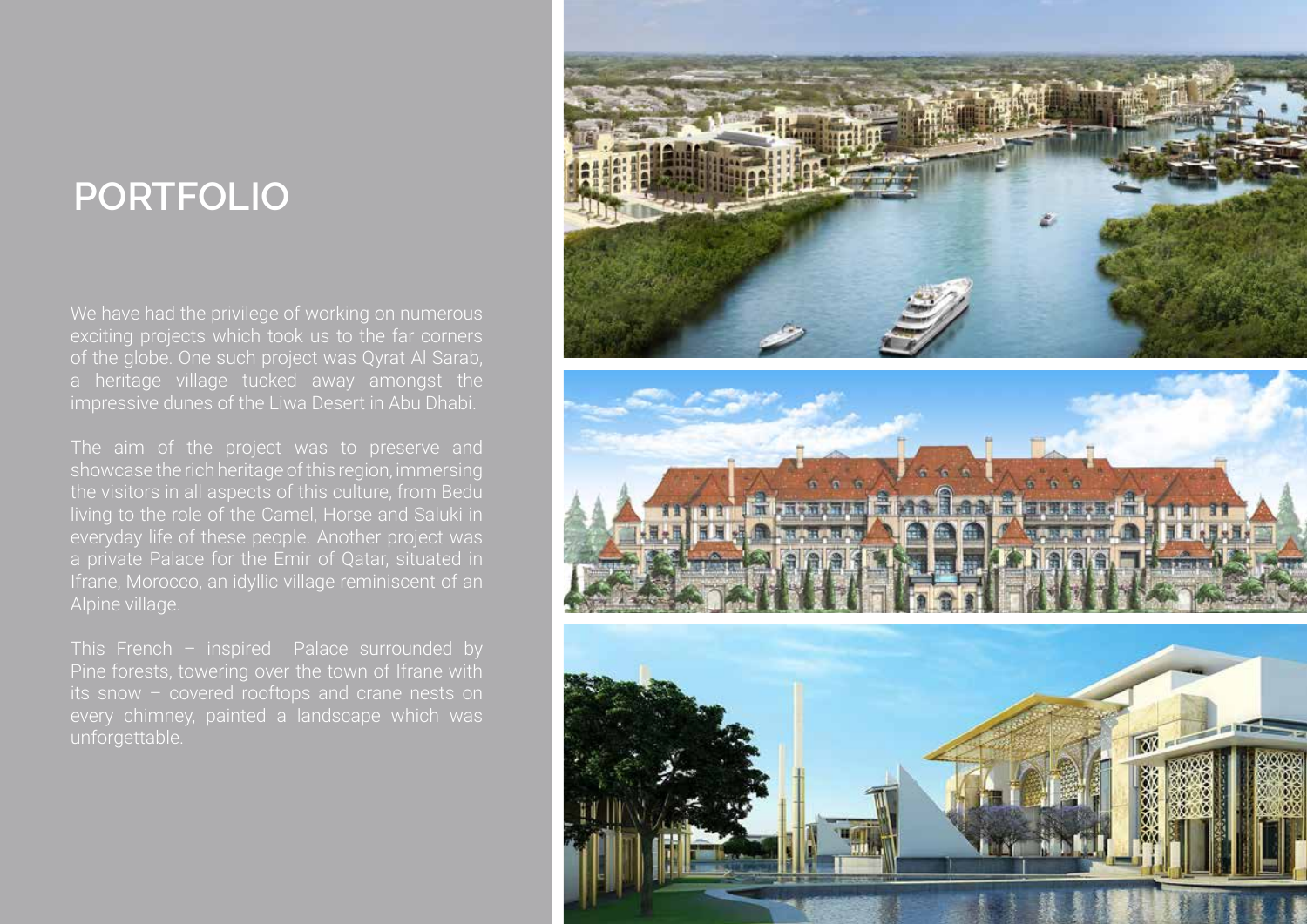# PORTFOLIO

We have had the privilege of working on numerous exciting projects which took us to the far corners of the globe. One such project was Qyrat Al Sarab, a heritage village tucked away amongst the impressive dunes of the Liwa Desert in Abu Dhabi.

The aim of the project was to preserve and showcase the rich heritage of this region, immersing the visitors in all aspects of this culture, from Bedu living to the role of the Camel, Horse and Saluki in everyday life of these people. Another project was a private Palace for the Emir of Qatar, situated in Ifrane, Morocco, an idyllic village reminiscent of an Alpine village.

This French – inspired Palace surrounded by Pine forests, towering over the town of Ifrane with its snow – covered rooftops and crane nests on every chimney, painted a landscape which was unforgettable.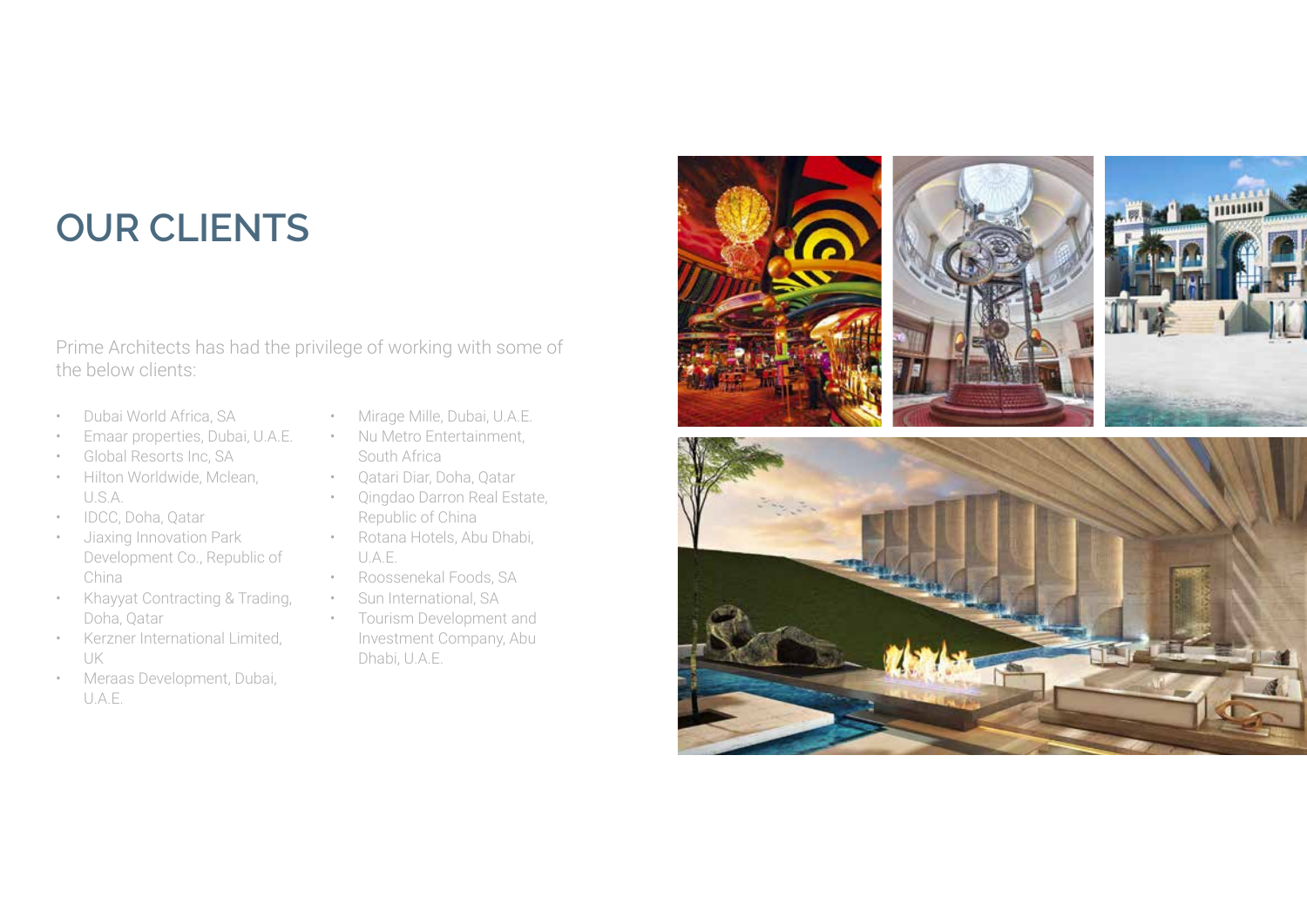# OUR CLIENTS

Prime Architects has had the privilege of working with some of the below clients:

- Dubai World Africa, SA
- Emaar properties, Dubai, U.A.E.
- Global Resorts Inc, SA
- Hilton Worldwide, Mclean, U.S.A.
- IDCC, Doha, Qatar
- Jiaxing Innovation Park Development Co., Republic of China
- Khayyat Contracting & Trading, Doha, Qatar
- Kerzner International Limited, UK
- Meraas Development, Dubai, U.A.E.
- Mirage Mille, Dubai, U.A.E.
- Nu Metro Entertainment, South Africa
- Qatari Diar, Doha, Qatar
- Qingdao Darron Real Estate, Republic of China
- Rotana Hotels, Abu Dhabi, U.A.E.
- Roossenekal Foods, SA
- Sun International, SA
- Tourism Development and Investment Company, Abu Dhabi, U.A.E.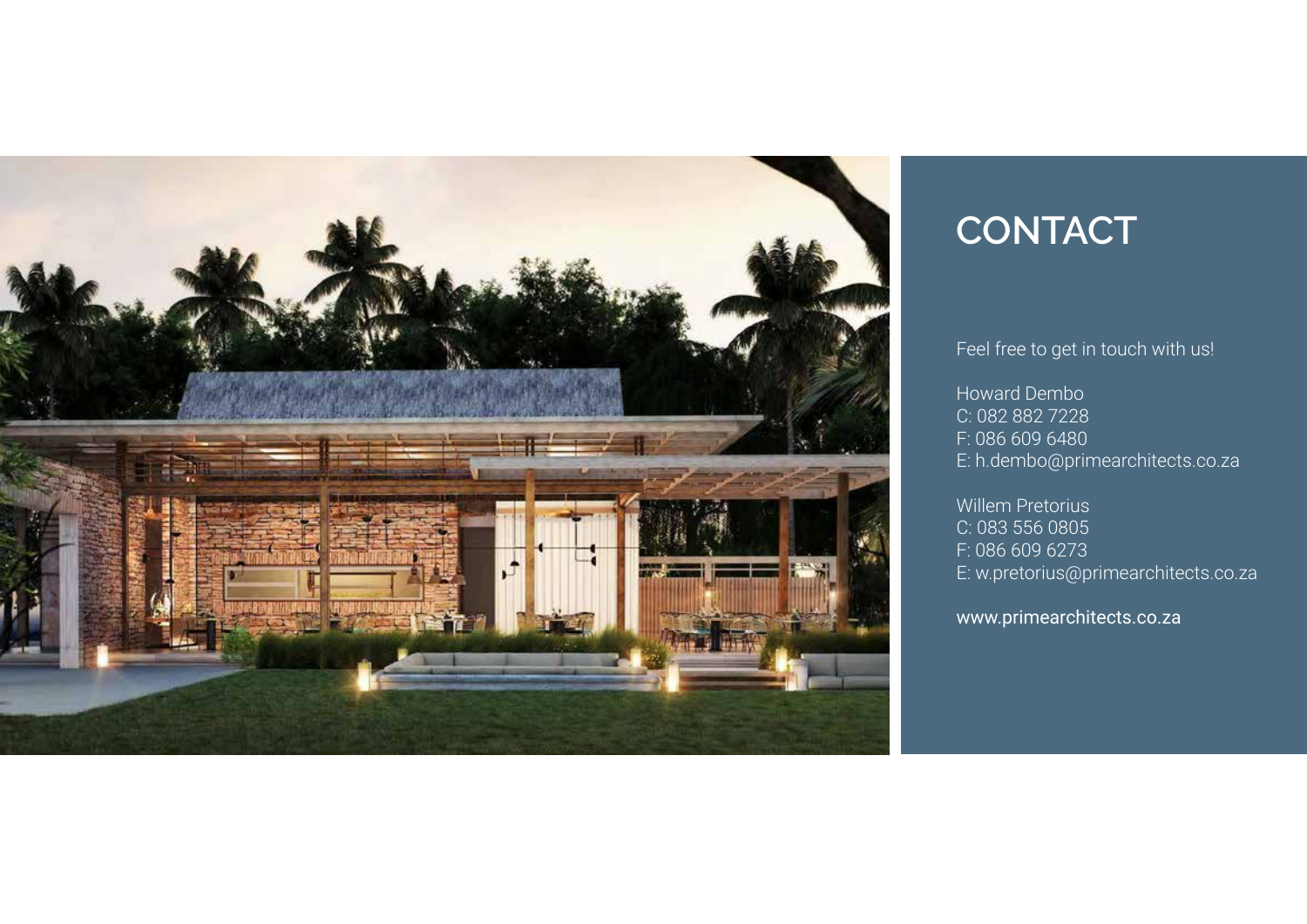# CONTACT

Feel free to get in touch with us!

Howard Dembo
C: 082 882 7228
F: 086 609 6480
E: h.dembo@primearchitects.co.za

Willem Pretorius
C: 083 556 0805
F: 086 609 6273
E: w.pretorius@primearchitects.co.za

www.primearchitects.co.za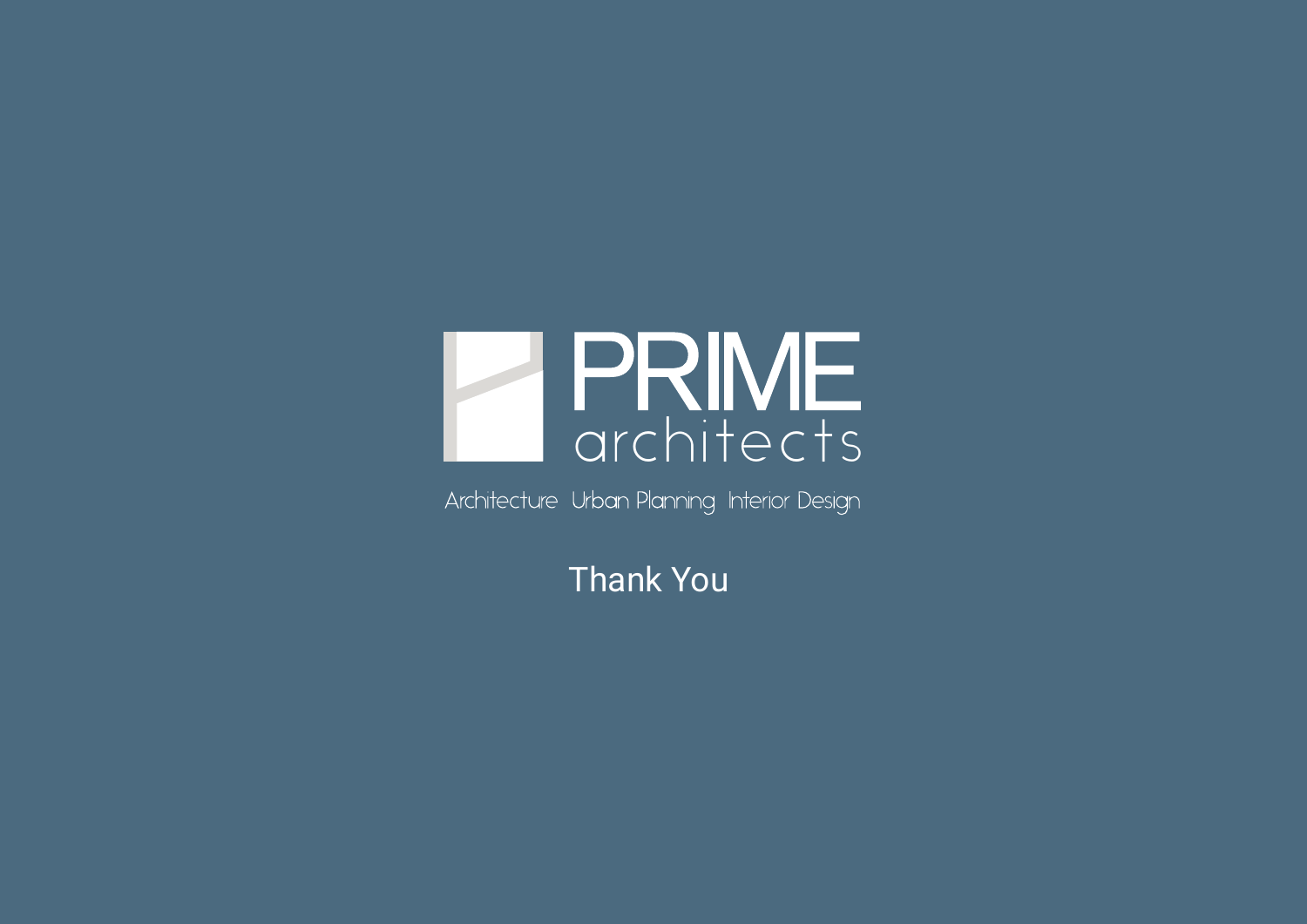PRIME
architects

Architecture Urban Planning Interior Design

Thank You